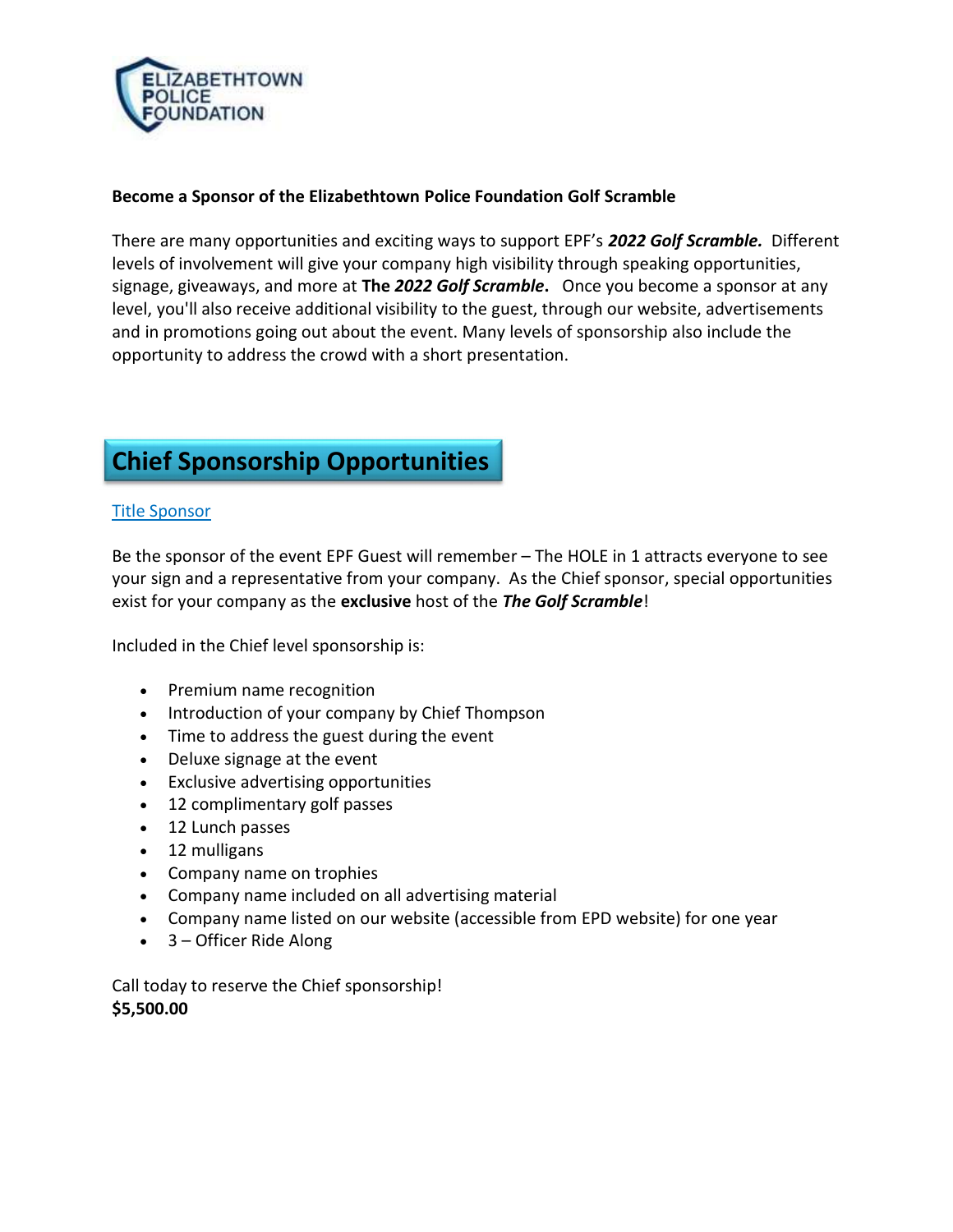ELIZABETHTOWN POLICE FOUNDATION

**Become a Sponsor of the Elizabethtown Police Foundation Golf Scramble**

There are many opportunities and exciting ways to support EPF's ***2022 Golf Scramble.*** Different levels of involvement will give your company high visibility through speaking opportunities, signage, giveaways, and more at **The *2022 Golf Scramble*.** Once you become a sponsor at any level, you'll also receive additional visibility to the guest, through our website, advertisements and in promotions going out about the event. Many levels of sponsorship also include the opportunity to address the crowd with a short presentation.

## Chief Sponsorship Opportunities

Title Sponsor

Be the sponsor of the event EPF Guest will remember – The HOLE in 1 attracts everyone to see your sign and a representative from your company. As the Chief sponsor, special opportunities exist for your company as the **exclusive** host of the ***The Golf Scramble***!

Included in the Chief level sponsorship is:

- Premium name recognition
- Introduction of your company by Chief Thompson
- Time to address the guest during the event
- Deluxe signage at the event
- Exclusive advertising opportunities
- 12 complimentary golf passes
- 12 Lunch passes
- 12 mulligans
- Company name on trophies
- Company name included on all advertising material
- Company name listed on our website (accessible from EPD website) for one year
- 3 – Officer Ride Along

Call today to reserve the Chief sponsorship!
**$5,500.00**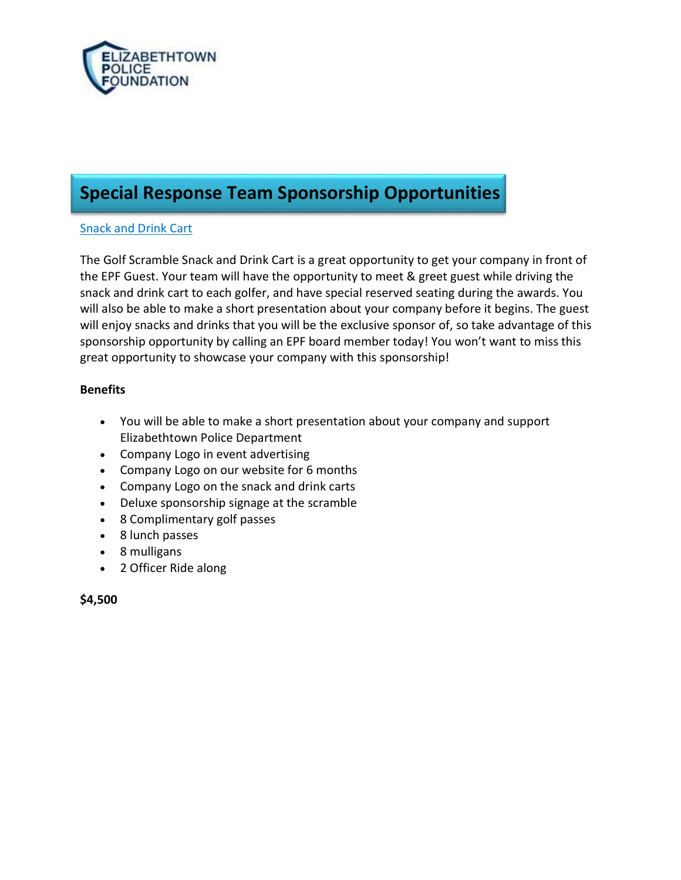ELIZABETHTOWN POLICE FOUNDATION

# Special Response Team Sponsorship Opportunities

Snack and Drink Cart

The Golf Scramble Snack and Drink Cart is a great opportunity to get your company in front of the EPF Guest. Your team will have the opportunity to meet & greet guest while driving the snack and drink cart to each golfer, and have special reserved seating during the awards. You will also be able to make a short presentation about your company before it begins. The guest will enjoy snacks and drinks that you will be the exclusive sponsor of, so take advantage of this sponsorship opportunity by calling an EPF board member today! You won't want to miss this great opportunity to showcase your company with this sponsorship!

**Benefits**

- You will be able to make a short presentation about your company and support Elizabethtown Police Department
- Company Logo in event advertising
- Company Logo on our website for 6 months
- Company Logo on the snack and drink carts
- Deluxe sponsorship signage at the scramble
- 8 Complimentary golf passes
- 8 lunch passes
- 8 mulligans
- 2 Officer Ride along

**$4,500**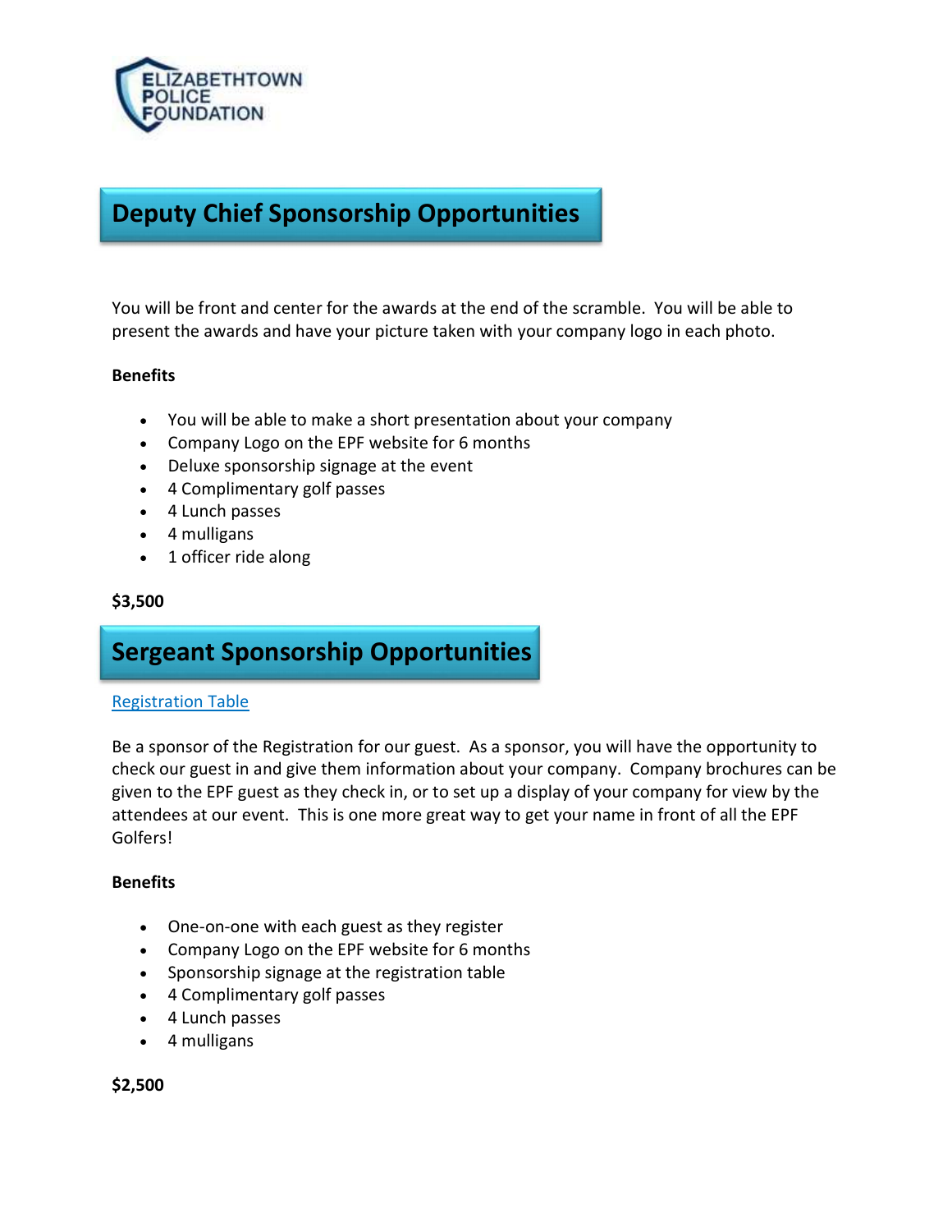ELIZABETHTOWN POLICE FOUNDATION

## Deputy Chief Sponsorship Opportunities

You will be front and center for the awards at the end of the scramble. You will be able to present the awards and have your picture taken with your company logo in each photo.

**Benefits**

- You will be able to make a short presentation about your company
- Company Logo on the EPF website for 6 months
- Deluxe sponsorship signage at the event
- 4 Complimentary golf passes
- 4 Lunch passes
- 4 mulligans
- 1 officer ride along

**$3,500**

## Sergeant Sponsorship Opportunities

Registration Table

Be a sponsor of the Registration for our guest. As a sponsor, you will have the opportunity to check our guest in and give them information about your company. Company brochures can be given to the EPF guest as they check in, or to set up a display of your company for view by the attendees at our event. This is one more great way to get your name in front of all the EPF Golfers!

**Benefits**

- One-on-one with each guest as they register
- Company Logo on the EPF website for 6 months
- Sponsorship signage at the registration table
- 4 Complimentary golf passes
- 4 Lunch passes
- 4 mulligans

**$2,500**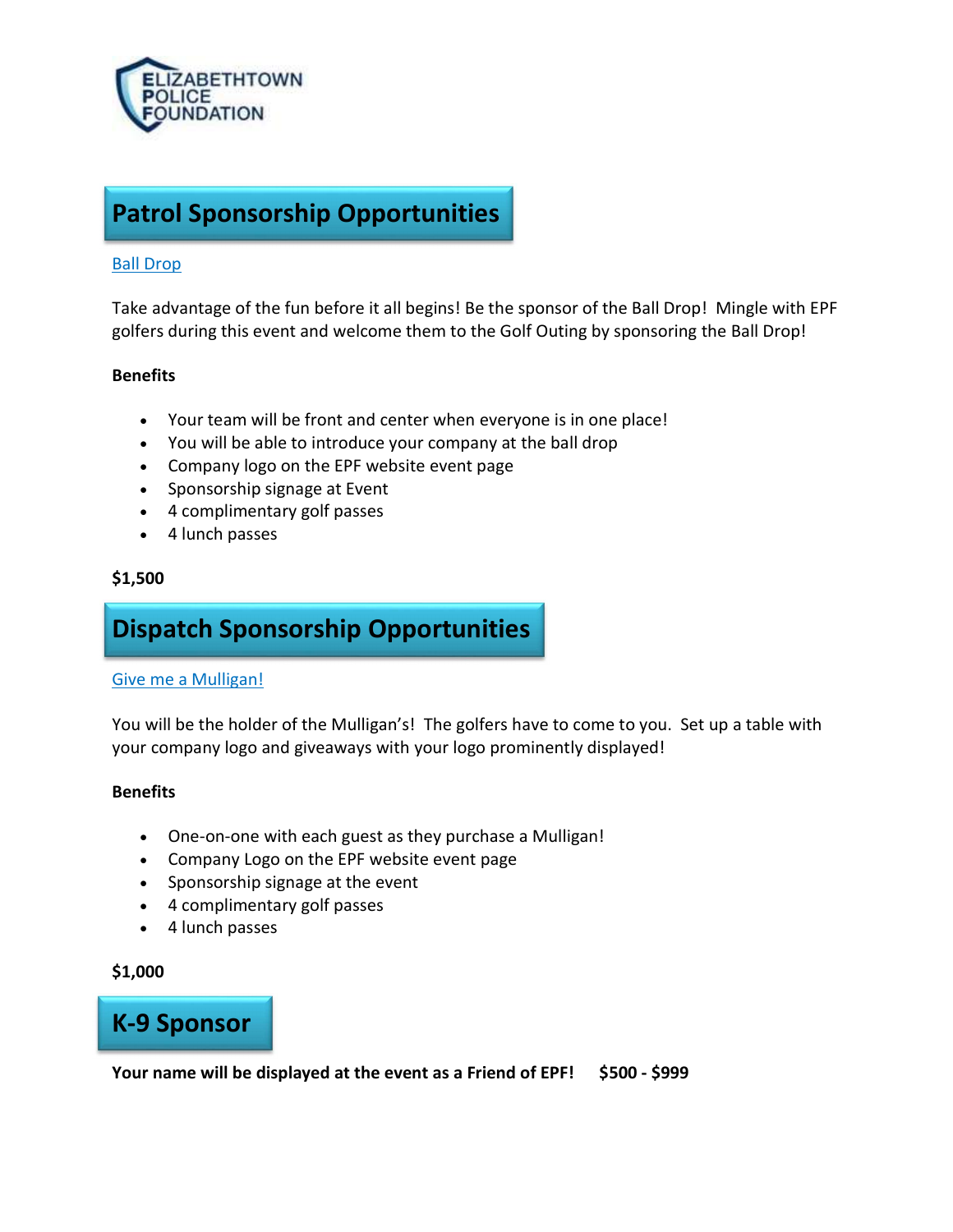ELIZABETHTOWN POLICE FOUNDATION

## Patrol Sponsorship Opportunities

Ball Drop

Take advantage of the fun before it all begins! Be the sponsor of the Ball Drop! Mingle with EPF golfers during this event and welcome them to the Golf Outing by sponsoring the Ball Drop!

**Benefits**

- Your team will be front and center when everyone is in one place!
- You will be able to introduce your company at the ball drop
- Company logo on the EPF website event page
- Sponsorship signage at Event
- 4 complimentary golf passes
- 4 lunch passes

**$1,500**

## Dispatch Sponsorship Opportunities

Give me a Mulligan!

You will be the holder of the Mulligan's! The golfers have to come to you. Set up a table with your company logo and giveaways with your logo prominently displayed!

**Benefits**

- One-on-one with each guest as they purchase a Mulligan!
- Company Logo on the EPF website event page
- Sponsorship signage at the event
- 4 complimentary golf passes
- 4 lunch passes

**$1,000**

## K-9 Sponsor

**Your name will be displayed at the event as a Friend of EPF!** **$500 - $999**